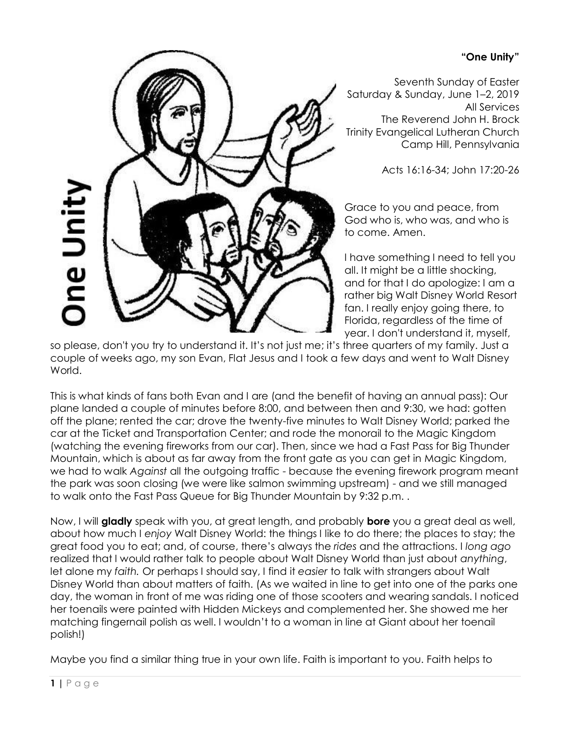**"One Unity"**

Seventh Sunday of Easter
Saturday & Sunday, June 1–2, 2019
All Services
The Reverend John H. Brock
Trinity Evangelical Lutheran Church
Camp Hill, Pennsylvania

Acts 16:16-34; John 17:20-26

Grace to you and peace, from God who is, who was, and who is to come. Amen.

I have something I need to tell you all. It might be a little shocking, and for that I do apologize: I am a rather big Walt Disney World Resort fan. I really enjoy going there, to Florida, regardless of the time of year. I don't understand it, myself, so please, don't you try to understand it. It's not just me; it's three quarters of my family. Just a couple of weeks ago, my son Evan, Flat Jesus and I took a few days and went to Walt Disney World.

This is what kinds of fans both Evan and I are (and the benefit of having an annual pass): Our plane landed a couple of minutes before 8:00, and between then and 9:30, we had: gotten off the plane; rented the car; drove the twenty-five minutes to Walt Disney World; parked the car at the Ticket and Transportation Center; and rode the monorail to the Magic Kingdom (watching the evening fireworks from our car). Then, since we had a Fast Pass for Big Thunder Mountain, which is about as far away from the front gate as you can get in Magic Kingdom, we had to walk *Against* all the outgoing traffic - because the evening firework program meant the park was soon closing (we were like salmon swimming upstream) - and we still managed to walk onto the Fast Pass Queue for Big Thunder Mountain by 9:32 p.m. .

Now, I will **gladly** speak with you, at great length, and probably **bore** you a great deal as well, about how much I *enjoy* Walt Disney World: the things I like to do there; the places to stay; the great food you to eat; and, of course, there's always the *rides* and the attractions. I *long ago* realized that I would rather talk to people about Walt Disney World than just about *anything*, let alone my *faith.* Or perhaps I should say, I find it *easier* to talk with strangers about Walt Disney World than about matters of faith. (As we waited in line to get into one of the parks one day, the woman in front of me was riding one of those scooters and wearing sandals. I noticed her toenails were painted with Hidden Mickeys and complemented her. She showed me her matching fingernail polish as well. I wouldn't to a woman in line at Giant about her toenail polish!)

Maybe you find a similar thing true in your own life. Faith is important to you. Faith helps to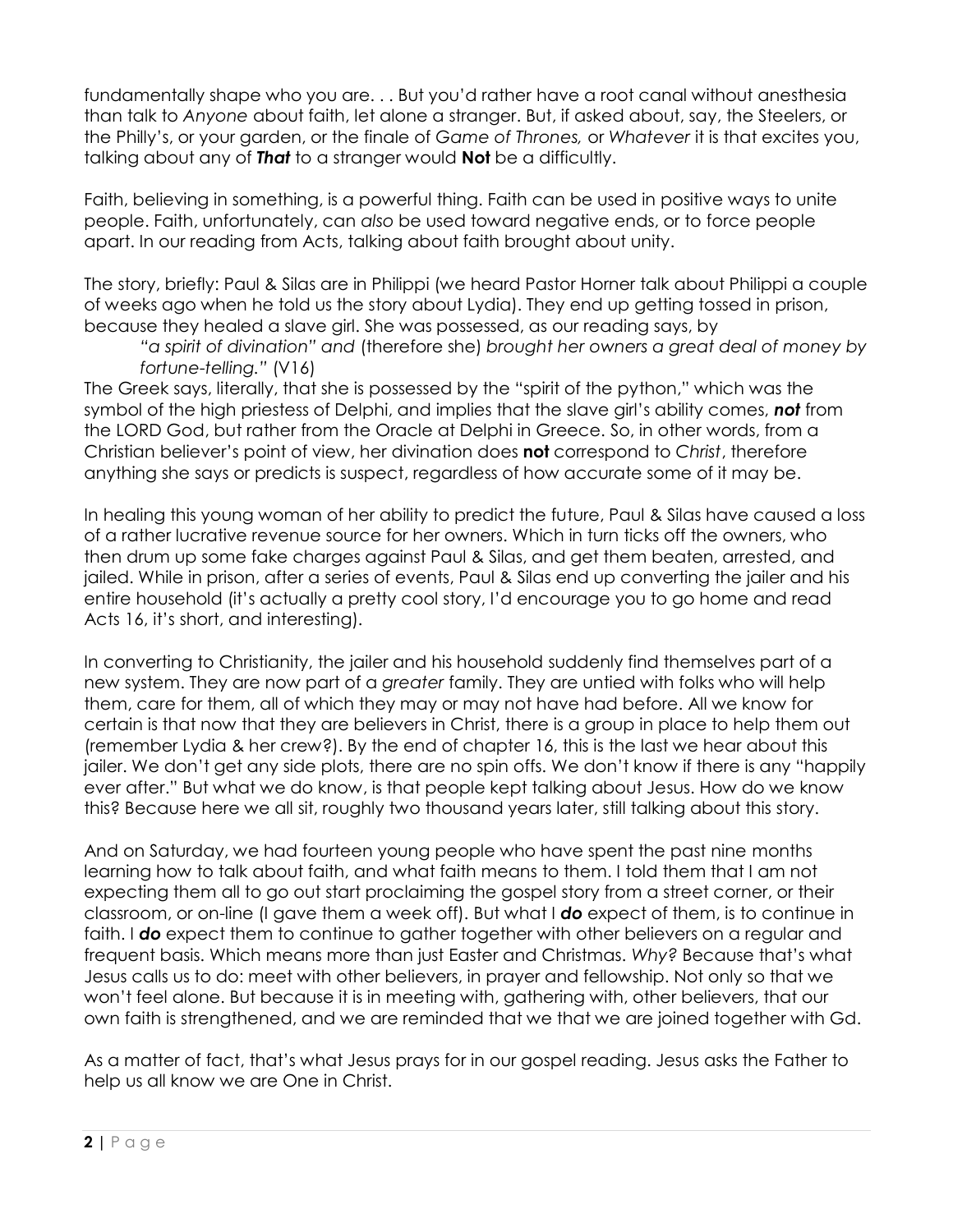fundamentally shape who you are. . . But you'd rather have a root canal without anesthesia than talk to *Anyone* about faith, let alone a stranger. But, if asked about, say, the Steelers, or the Philly's, or your garden, or the finale of *Game of Thrones,* or *Whatever* it is that excites you, talking about any of ***That*** to a stranger would **Not** be a difficultly.

Faith, believing in something, is a powerful thing. Faith can be used in positive ways to unite people. Faith, unfortunately, can *also* be used toward negative ends, or to force people apart. In our reading from Acts, talking about faith brought about unity.

The story, briefly: Paul & Silas are in Philippi (we heard Pastor Horner talk about Philippi a couple of weeks ago when he told us the story about Lydia). They end up getting tossed in prison, because they healed a slave girl. She was possessed, as our reading says, by

> *"a spirit of divination" and* (therefore she) *brought her owners a great deal of money by fortune-telling."* (V16)

The Greek says, literally, that she is possessed by the "spirit of the python," which was the symbol of the high priestess of Delphi, and implies that the slave girl's ability comes, ***not*** from the LORD God, but rather from the Oracle at Delphi in Greece. So, in other words, from a Christian believer's point of view, her divination does **not** correspond to *Christ*, therefore anything she says or predicts is suspect, regardless of how accurate some of it may be.

In healing this young woman of her ability to predict the future, Paul & Silas have caused a loss of a rather lucrative revenue source for her owners. Which in turn ticks off the owners, who then drum up some fake charges against Paul & Silas, and get them beaten, arrested, and jailed. While in prison, after a series of events, Paul & Silas end up converting the jailer and his entire household (it's actually a pretty cool story, I'd encourage you to go home and read Acts 16, it's short, and interesting).

In converting to Christianity, the jailer and his household suddenly find themselves part of a new system. They are now part of a *greater* family. They are untied with folks who will help them, care for them, all of which they may or may not have had before. All we know for certain is that now that they are believers in Christ, there is a group in place to help them out (remember Lydia & her crew?). By the end of chapter 16, this is the last we hear about this jailer. We don't get any side plots, there are no spin offs. We don't know if there is any "happily ever after." But what we do know, is that people kept talking about Jesus. How do we know this? Because here we all sit, roughly two thousand years later, still talking about this story.

And on Saturday, we had fourteen young people who have spent the past nine months learning how to talk about faith, and what faith means to them. I told them that I am not expecting them all to go out start proclaiming the gospel story from a street corner, or their classroom, or on-line (I gave them a week off). But what I ***do*** expect of them, is to continue in faith. I ***do*** expect them to continue to gather together with other believers on a regular and frequent basis. Which means more than just Easter and Christmas. *Why?* Because that's what Jesus calls us to do: meet with other believers, in prayer and fellowship. Not only so that we won't feel alone. But because it is in meeting with, gathering with, other believers, that our own faith is strengthened, and we are reminded that we that we are joined together with Gd.

As a matter of fact, that's what Jesus prays for in our gospel reading. Jesus asks the Father to help us all know we are One in Christ.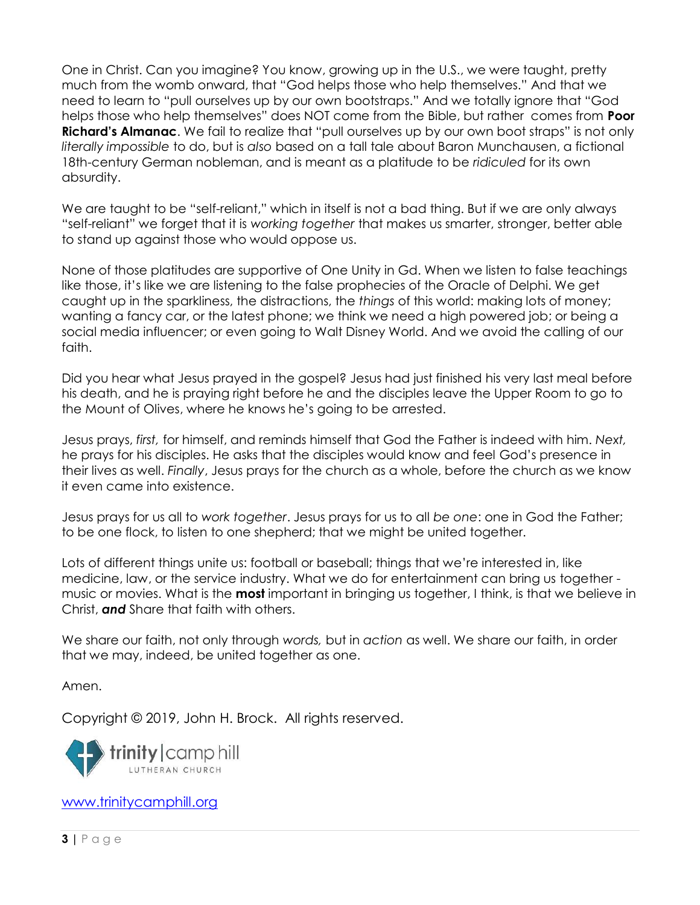One in Christ. Can you imagine? You know, growing up in the U.S., we were taught, pretty much from the womb onward, that "God helps those who help themselves." And that we need to learn to "pull ourselves up by our own bootstraps." And we totally ignore that "God helps those who help themselves" does NOT come from the Bible, but rather comes from **Poor Richard's Almanac**. We fail to realize that "pull ourselves up by our own boot straps" is not only *literally impossible* to do, but is *also* based on a tall tale about Baron Munchausen, a fictional 18th-century German nobleman, and is meant as a platitude to be *ridiculed* for its own absurdity.

We are taught to be "self-reliant," which in itself is not a bad thing. But if we are only always "self-reliant" we forget that it is *working together* that makes us smarter, stronger, better able to stand up against those who would oppose us.

None of those platitudes are supportive of One Unity in Gd. When we listen to false teachings like those, it's like we are listening to the false prophecies of the Oracle of Delphi. We get caught up in the sparkliness, the distractions, the *things* of this world: making lots of money; wanting a fancy car, or the latest phone; we think we need a high powered job; or being a social media influencer; or even going to Walt Disney World. And we avoid the calling of our faith.

Did you hear what Jesus prayed in the gospel? Jesus had just finished his very last meal before his death, and he is praying right before he and the disciples leave the Upper Room to go to the Mount of Olives, where he knows he's going to be arrested.

Jesus prays, *first,* for himself, and reminds himself that God the Father is indeed with him. *Next,* he prays for his disciples. He asks that the disciples would know and feel God's presence in their lives as well. *Finally*, Jesus prays for the church as a whole, before the church as we know it even came into existence.

Jesus prays for us all to *work together*. Jesus prays for us to all *be one*: one in God the Father; to be one flock, to listen to one shepherd; that we might be united together.

Lots of different things unite us: football or baseball; things that we're interested in, like medicine, law, or the service industry. What we do for entertainment can bring us together - music or movies. What is the **most** important in bringing us together, I think, is that we believe in Christ, ***and*** Share that faith with others.

We share our faith, not only through *words,* but in *action* as well. We share our faith, in order that we may, indeed, be united together as one.

Amen.

Copyright © 2019, John H. Brock. All rights reserved.

trinity | camp hill
LUTHERAN CHURCH

www.trinitycamphill.org